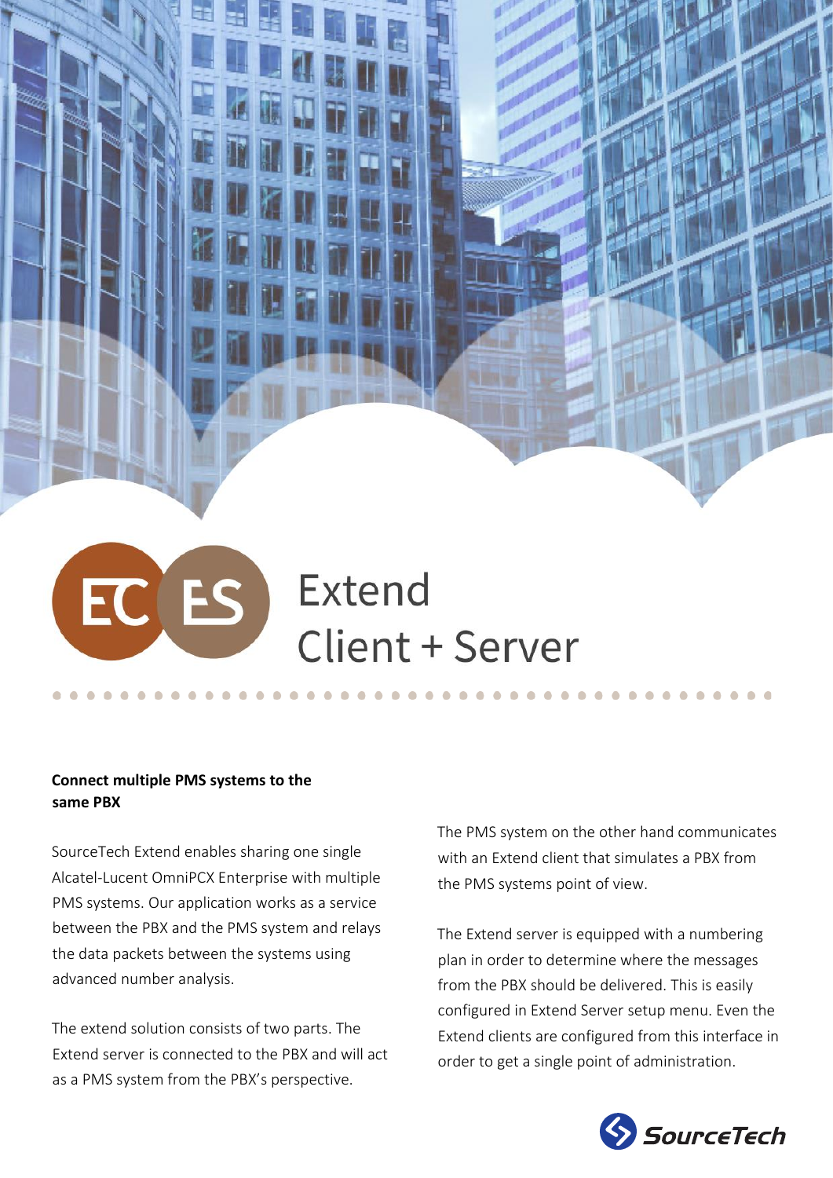# Extend Client + Server

## Connect multiple PMS systems to the same PBX

SourceTech Extend enables sharing one single Alcatel-Lucent OmniPCX Enterprise with multiple PMS systems. Our application works as a service between the PBX and the PMS system and relays the data packets between the systems using advanced number analysis.

The extend solution consists of two parts. The Extend server is connected to the PBX and will act as a PMS system from the PBX's perspective.

The PMS system on the other hand communicates with an Extend client that simulates a PBX from the PMS systems point of view.

The Extend server is equipped with a numbering plan in order to determine where the messages from the PBX should be delivered. This is easily configured in Extend Server setup menu. Even the Extend clients are configured from this interface in order to get a single point of administration.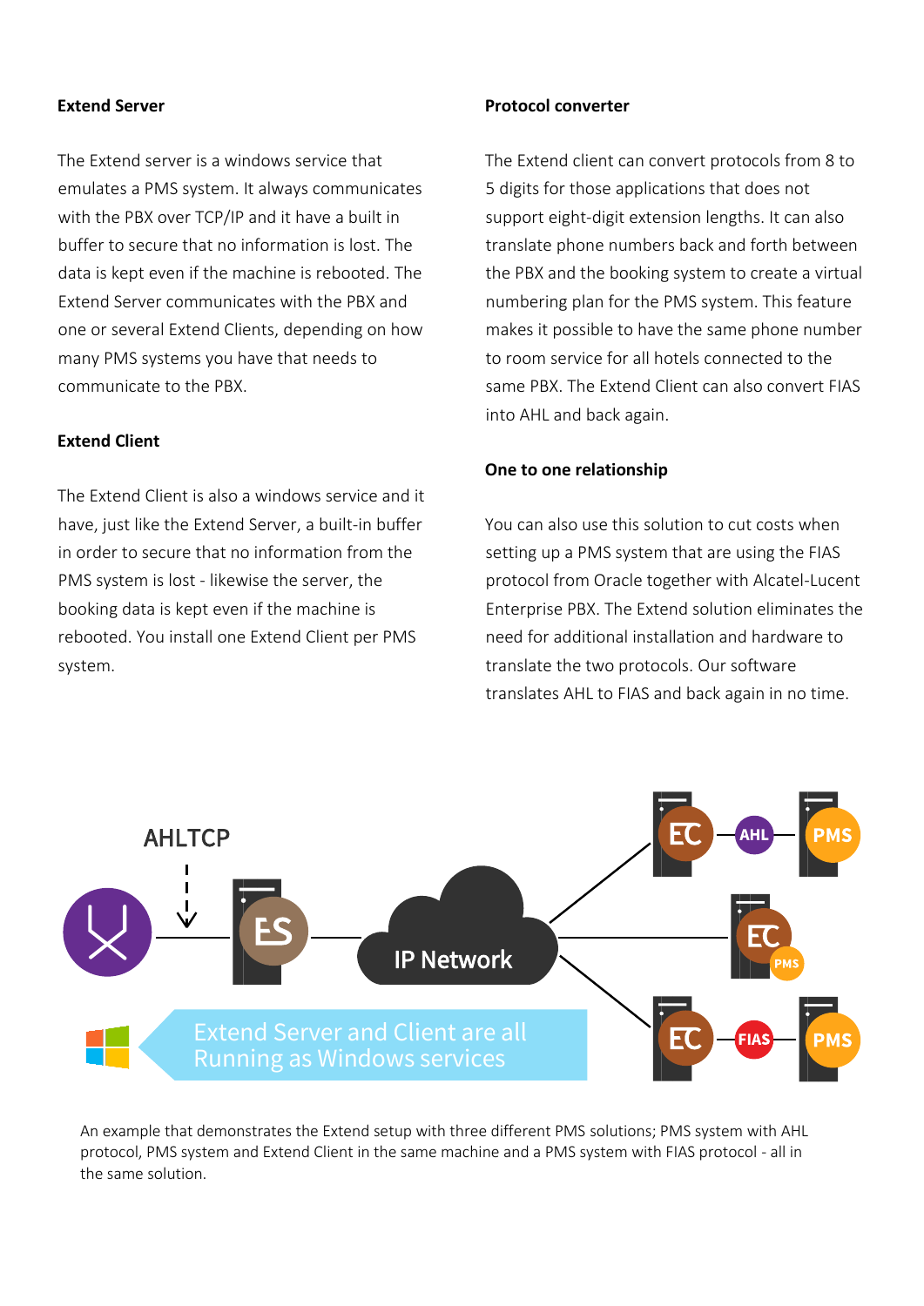## Extend Server

The Extend server is a windows service that emulates a PMS system. It always communicates with the PBX over TCP/IP and it have a built in buffer to secure that no information is lost. The data is kept even if the machine is rebooted. The Extend Server communicates with the PBX and one or several Extend Clients, depending on how many PMS systems you have that needs to communicate to the PBX.

## Extend Client

The Extend Client is also a windows service and it have, just like the Extend Server, a built-in buffer in order to secure that no information from the PMS system is lost - likewise the server, the booking data is kept even if the machine is rebooted. You install one Extend Client per PMS system.

## Protocol converter

The Extend client can convert protocols from 8 to 5 digits for those applications that does not support eight-digit extension lengths. It can also translate phone numbers back and forth between the PBX and the booking system to create a virtual numbering plan for the PMS system. This feature makes it possible to have the same phone number to room service for all hotels connected to the same PBX. The Extend Client can also convert FIAS into AHL and back again.

## One to one relationship

You can also use this solution to cut costs when setting up a PMS system that are using the FIAS protocol from Oracle together with Alcatel-Lucent Enterprise PBX. The Extend solution eliminates the need for additional installation and hardware to translate the two protocols. Our software translates AHL to FIAS and back again in no time.

AHLTCP

ES

IP Network

EC — AHL — PMS

EC PMS

EC — FIAS — PMS

Extend Server and Client are all Running as Windows services

An example that demonstrates the Extend setup with three different PMS solutions; PMS system with AHL protocol, PMS system and Extend Client in the same machine and a PMS system with FIAS protocol - all in the same solution.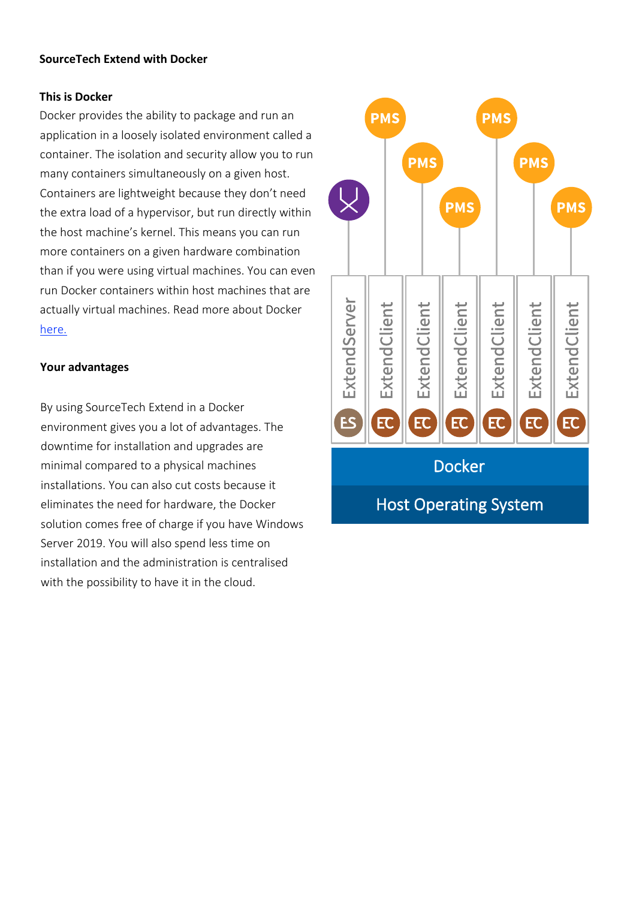**SourceTech Extend with Docker**

**This is Docker**

Docker provides the ability to package and run an application in a loosely isolated environment called a container. The isolation and security allow you to run many containers simultaneously on a given host. Containers are lightweight because they don't need the extra load of a hypervisor, but run directly within the host machine's kernel. This means you can run more containers on a given hardware combination than if you were using virtual machines. You can even run Docker containers within host machines that are actually virtual machines. Read more about Docker [here.]()

**Your advantages**

By using SourceTech Extend in a Docker environment gives you a lot of advantages. The downtime for installation and upgrades are minimal compared to a physical machines installations. You can also cut costs because it eliminates the need for hardware, the Docker solution comes free of charge if you have Windows Server 2019. You will also spend less time on installation and the administration is centralised with the possibility to have it in the cloud.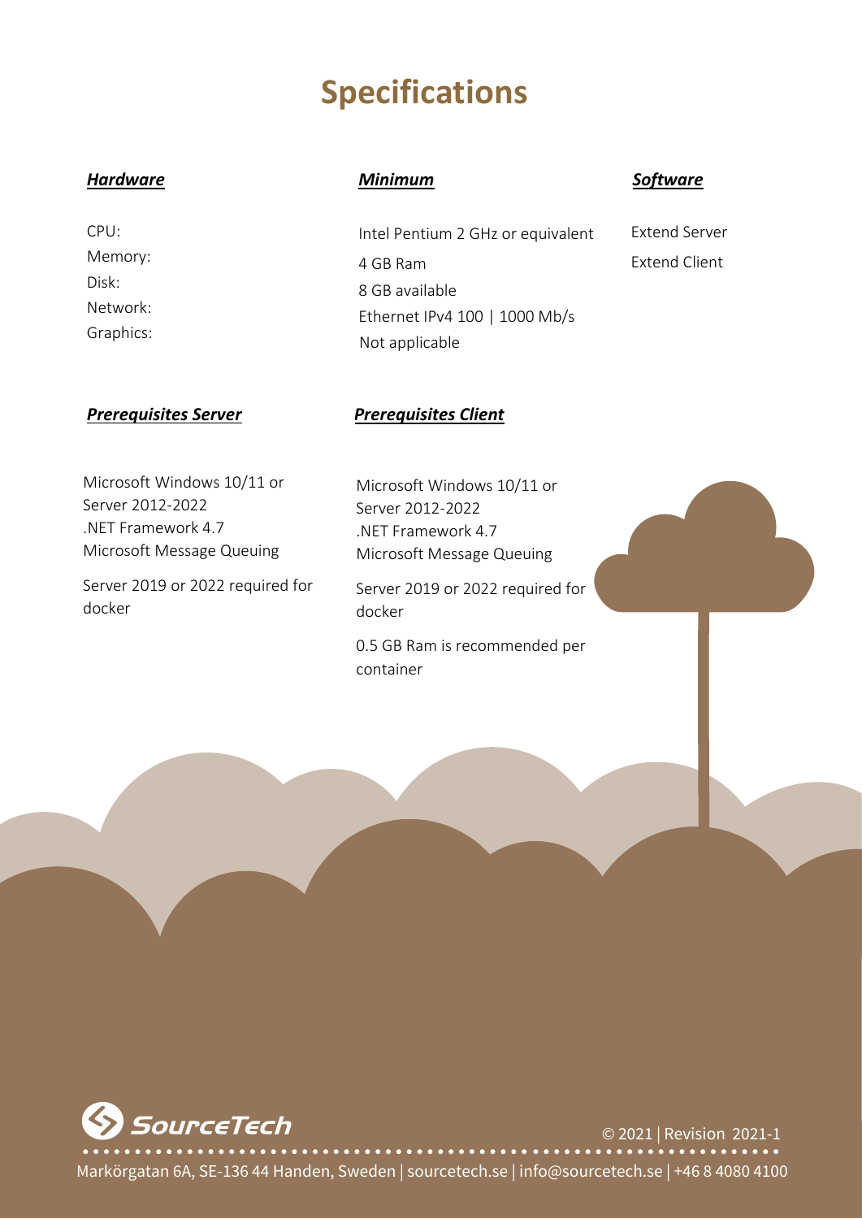# Specifications

| ***Hardware*** | ***Minimum*** | ***Software*** |
| --- | --- | --- |
| CPU: | Intel Pentium 2 GHz or equivalent | Extend Server |
| Memory: | 4 GB Ram | Extend Client |
| Disk: | 8 GB available | |
| Network: | Ethernet IPv4 100 \| 1000 Mb/s | |
| Graphics: | Not applicable | |

***Prerequisites Server***

Microsoft Windows 10/11 or Server 2012-2022
.NET Framework 4.7
Microsoft Message Queuing

Server 2019 or 2022 required for docker

***Prerequisites Client***

Microsoft Windows 10/11 or Server 2012-2022
.NET Framework 4.7
Microsoft Message Queuing

Server 2019 or 2022 required for docker

0.5 GB Ram is recommended per container

SourceTech

© 2021 | Revision 2021-1

Markörgatan 6A, SE-136 44 Handen, Sweden | sourcetech.se | info@sourcetech.se | +46 8 4080 4100